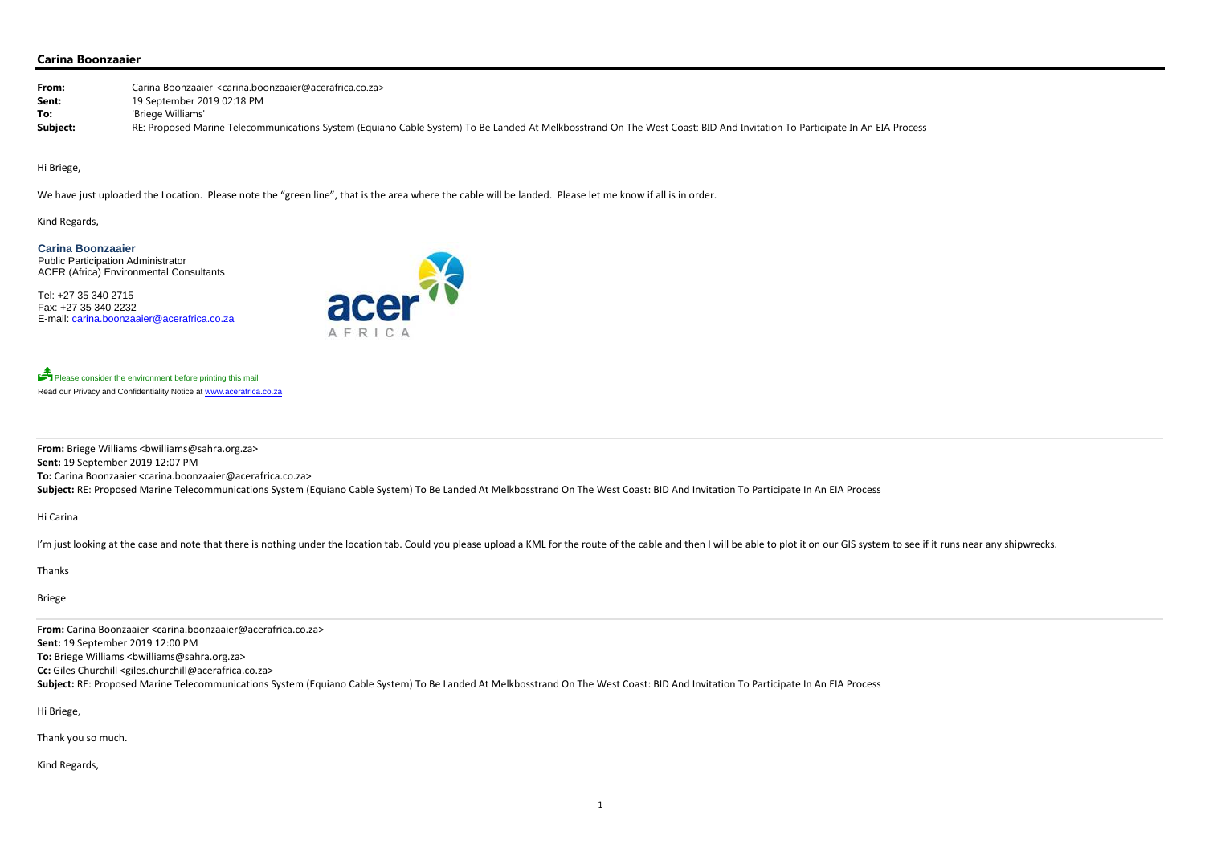## Carina Boonzaaier

**From:** Carina Boonzaaier <carina.boonzaaier@acerafrica.co.za>
**Sent:** 19 September 2019 02:18 PM
**To:** 'Briege Williams'
**Subject:** RE: Proposed Marine Telecommunications System (Equiano Cable System) To Be Landed At Melkbosstrand On The West Coast: BID And Invitation To Participate In An EIA Process

Hi Briege,

We have just uploaded the Location. Please note the "green line", that is the area where the cable will be landed. Please let me know if all is in order.

Kind Regards,

**Carina Boonzaaier**
Public Participation Administrator
ACER (Africa) Environmental Consultants

Tel: +27 35 340 2715
Fax: +27 35 340 2232
E-mail: carina.boonzaaier@acerafrica.co.za

acer AFRICA

Please consider the environment before printing this mail
Read our Privacy and Confidentiality Notice at www.acerafrica.co.za

---

**From:** Briege Williams <bwilliams@sahra.org.za>
**Sent:** 19 September 2019 12:07 PM
**To:** Carina Boonzaaier <carina.boonzaaier@acerafrica.co.za>
**Subject:** RE: Proposed Marine Telecommunications System (Equiano Cable System) To Be Landed At Melkbosstrand On The West Coast: BID And Invitation To Participate In An EIA Process

Hi Carina

I'm just looking at the case and note that there is nothing under the location tab. Could you please upload a KML for the route of the cable and then I will be able to plot it on our GIS system to see if it runs near any shipwrecks.

Thanks

Briege

---

**From:** Carina Boonzaaier <carina.boonzaaier@acerafrica.co.za>
**Sent:** 19 September 2019 12:00 PM
**To:** Briege Williams <bwilliams@sahra.org.za>
**Cc:** Giles Churchill <giles.churchill@acerafrica.co.za>
**Subject:** RE: Proposed Marine Telecommunications System (Equiano Cable System) To Be Landed At Melkbosstrand On The West Coast: BID And Invitation To Participate In An EIA Process

Hi Briege,

Thank you so much.

Kind Regards,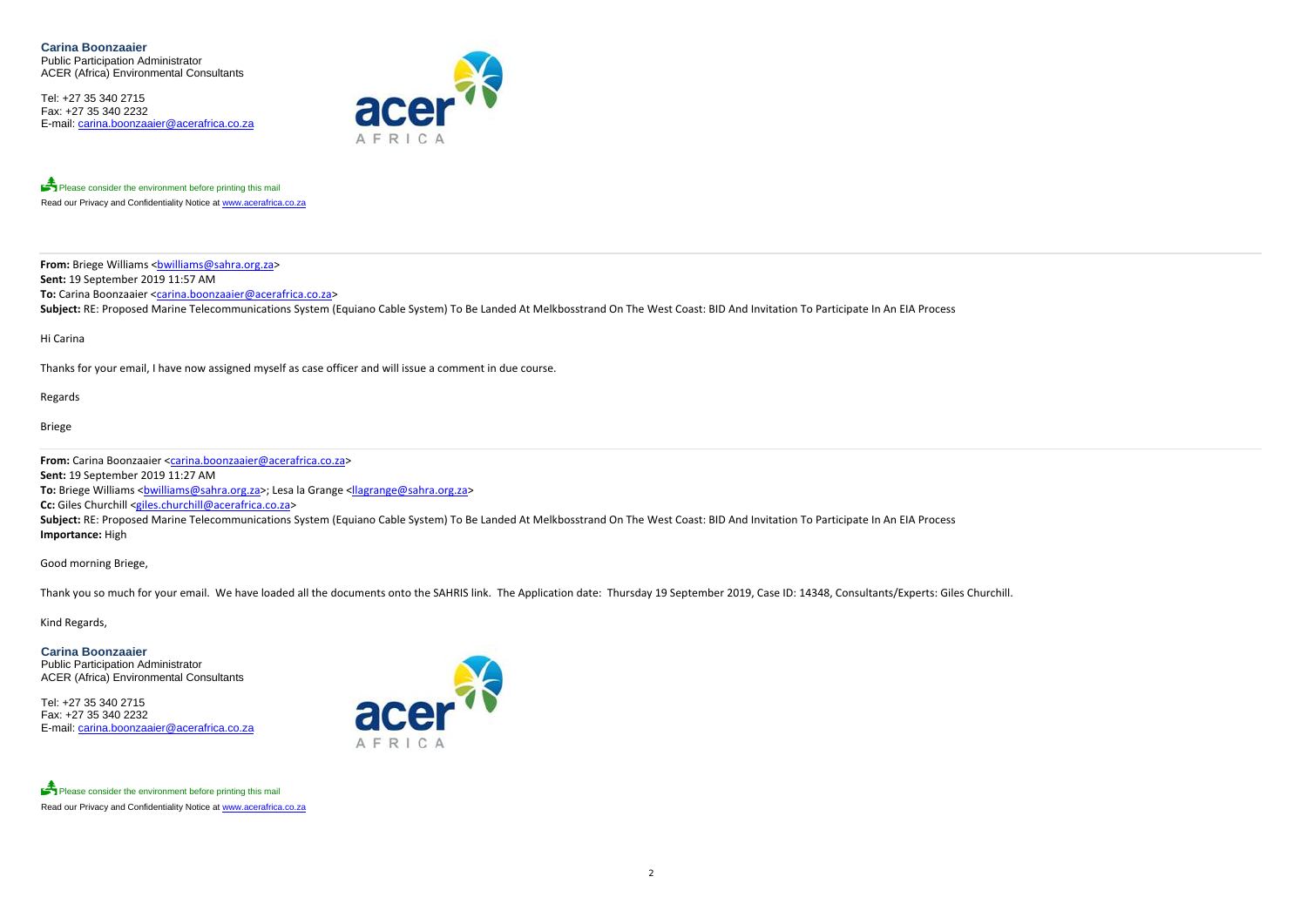**Carina Boonzaaier**
Public Participation Administrator
ACER (Africa) Environmental Consultants

Tel: +27 35 340 2715
Fax: +27 35 340 2232
E-mail: carina.boonzaaier@acerafrica.co.za

Please consider the environment before printing this mail
Read our Privacy and Confidentiality Notice at www.acerafrica.co.za

---

**From:** Briege Williams <bwilliams@sahra.org.za>
**Sent:** 19 September 2019 11:57 AM
**To:** Carina Boonzaaier <carina.boonzaaier@acerafrica.co.za>
**Subject:** RE: Proposed Marine Telecommunications System (Equiano Cable System) To Be Landed At Melkbosstrand On The West Coast: BID And Invitation To Participate In An EIA Process

Hi Carina

Thanks for your email, I have now assigned myself as case officer and will issue a comment in due course.

Regards

Briege

---

**From:** Carina Boonzaaier <carina.boonzaaier@acerafrica.co.za>
**Sent:** 19 September 2019 11:27 AM
**To:** Briege Williams <bwilliams@sahra.org.za>; Lesa la Grange <llagrange@sahra.org.za>
**Cc:** Giles Churchill <giles.churchill@acerafrica.co.za>
**Subject:** RE: Proposed Marine Telecommunications System (Equiano Cable System) To Be Landed At Melkbosstrand On The West Coast: BID And Invitation To Participate In An EIA Process
**Importance:** High

Good morning Briege,

Thank you so much for your email. We have loaded all the documents onto the SAHRIS link. The Application date: Thursday 19 September 2019, Case ID: 14348, Consultants/Experts: Giles Churchill.

Kind Regards,

**Carina Boonzaaier**
Public Participation Administrator
ACER (Africa) Environmental Consultants

Tel: +27 35 340 2715
Fax: +27 35 340 2232
E-mail: carina.boonzaaier@acerafrica.co.za

Please consider the environment before printing this mail
Read our Privacy and Confidentiality Notice at www.acerafrica.co.za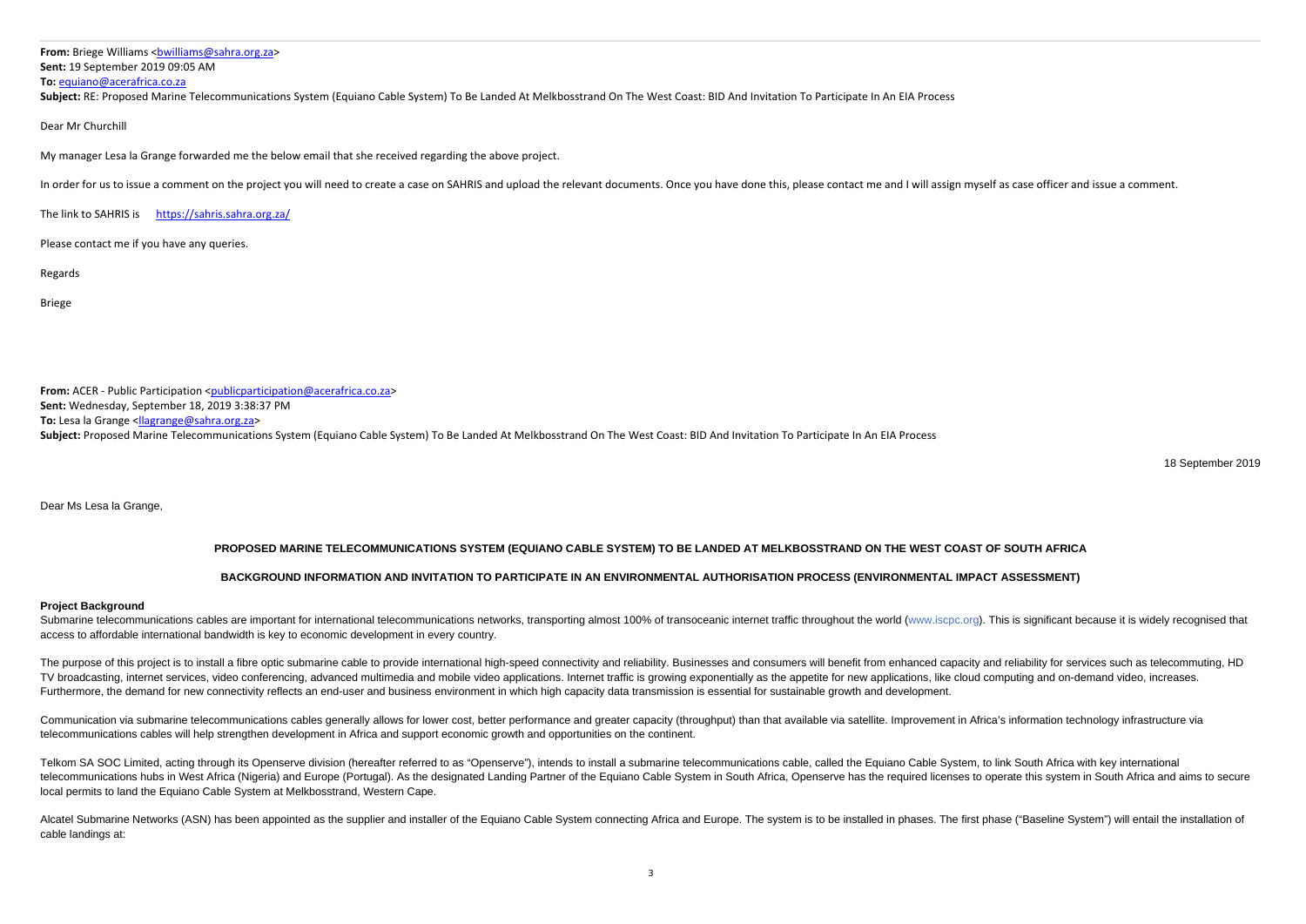**From:** Briege Williams <bwilliams@sahra.org.za>
**Sent:** 19 September 2019 09:05 AM
**To:** equiano@acerafrica.co.za
**Subject:** RE: Proposed Marine Telecommunications System (Equiano Cable System) To Be Landed At Melkbosstrand On The West Coast: BID And Invitation To Participate In An EIA Process

Dear Mr Churchill

My manager Lesa la Grange forwarded me the below email that she received regarding the above project.

In order for us to issue a comment on the project you will need to create a case on SAHRIS and upload the relevant documents. Once you have done this, please contact me and I will assign myself as case officer and issue a comment.

The link to SAHRIS is https://sahris.sahra.org.za/

Please contact me if you have any queries.

Regards

Briege

**From:** ACER - Public Participation <publicparticipation@acerafrica.co.za>
**Sent:** Wednesday, September 18, 2019 3:38:37 PM
**To:** Lesa la Grange <llagrange@sahra.org.za>
**Subject:** Proposed Marine Telecommunications System (Equiano Cable System) To Be Landed At Melkbosstrand On The West Coast: BID And Invitation To Participate In An EIA Process

18 September 2019

Dear Ms Lesa la Grange,

**PROPOSED MARINE TELECOMMUNICATIONS SYSTEM (EQUIANO CABLE SYSTEM) TO BE LANDED AT MELKBOSSTRAND ON THE WEST COAST OF SOUTH AFRICA**

**BACKGROUND INFORMATION AND INVITATION TO PARTICIPATE IN AN ENVIRONMENTAL AUTHORISATION PROCESS (ENVIRONMENTAL IMPACT ASSESSMENT)**

**Project Background**

Submarine telecommunications cables are important for international telecommunications networks, transporting almost 100% of transoceanic internet traffic throughout the world (www.iscpc.org). This is significant because it is widely recognised that access to affordable international bandwidth is key to economic development in every country.

The purpose of this project is to install a fibre optic submarine cable to provide international high-speed connectivity and reliability. Businesses and consumers will benefit from enhanced capacity and reliability for services such as telecommuting, HD TV broadcasting, internet services, video conferencing, advanced multimedia and mobile video applications. Internet traffic is growing exponentially as the appetite for new applications, like cloud computing and on-demand video, increases. Furthermore, the demand for new connectivity reflects an end-user and business environment in which high capacity data transmission is essential for sustainable growth and development.

Communication via submarine telecommunications cables generally allows for lower cost, better performance and greater capacity (throughput) than that available via satellite. Improvement in Africa's information technology infrastructure via telecommunications cables will help strengthen development in Africa and support economic growth and opportunities on the continent.

Telkom SA SOC Limited, acting through its Openserve division (hereafter referred to as "Openserve"), intends to install a submarine telecommunications cable, called the Equiano Cable System, to link South Africa with key international telecommunications hubs in West Africa (Nigeria) and Europe (Portugal). As the designated Landing Partner of the Equiano Cable System in South Africa, Openserve has the required licenses to operate this system in South Africa and aims to secure local permits to land the Equiano Cable System at Melkbosstrand, Western Cape.

Alcatel Submarine Networks (ASN) has been appointed as the supplier and installer of the Equiano Cable System connecting Africa and Europe. The system is to be installed in phases. The first phase ("Baseline System") will entail the installation of cable landings at: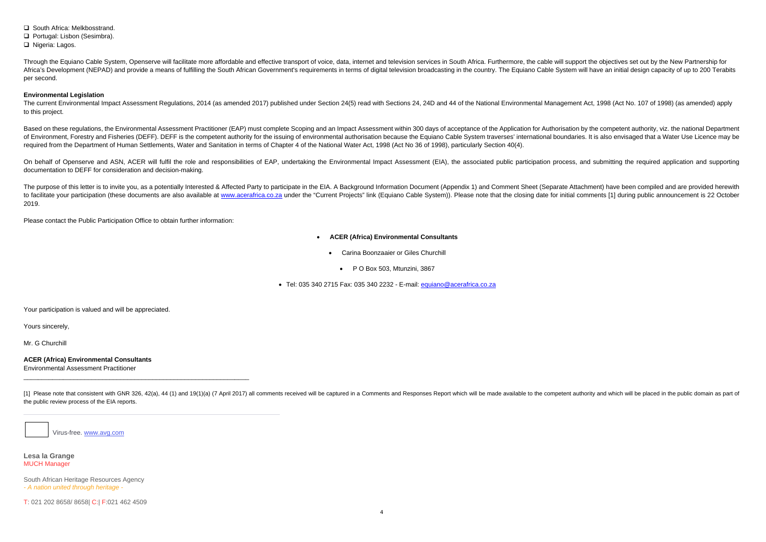- South Africa: Melkbosstrand.
- Portugal: Lisbon (Sesimbra).
- Nigeria: Lagos.

Through the Equiano Cable System, Openserve will facilitate more affordable and effective transport of voice, data, internet and television services in South Africa. Furthermore, the cable will support the objectives set out by the New Partnership for Africa's Development (NEPAD) and provide a means of fulfilling the South African Government's requirements in terms of digital television broadcasting in the country. The Equiano Cable System will have an initial design capacity of up to 200 Terabits per second.

**Environmental Legislation**

The current Environmental Impact Assessment Regulations, 2014 (as amended 2017) published under Section 24(5) read with Sections 24, 24D and 44 of the National Environmental Management Act, 1998 (Act No. 107 of 1998) (as amended) apply to this project.

Based on these regulations, the Environmental Assessment Practitioner (EAP) must complete Scoping and an Impact Assessment within 300 days of acceptance of the Application for Authorisation by the competent authority, viz. the national Department of Environment, Forestry and Fisheries (DEFF). DEFF is the competent authority for the issuing of environmental authorisation because the Equiano Cable System traverses' international boundaries. It is also envisaged that a Water Use Licence may be required from the Department of Human Settlements, Water and Sanitation in terms of Chapter 4 of the National Water Act, 1998 (Act No 36 of 1998), particularly Section 40(4).

On behalf of Openserve and ASN, ACER will fulfil the role and responsibilities of EAP, undertaking the Environmental Impact Assessment (EIA), the associated public participation process, and submitting the required application and supporting documentation to DEFF for consideration and decision-making.

The purpose of this letter is to invite you, as a potentially Interested & Affected Party to participate in the EIA. A Background Information Document (Appendix 1) and Comment Sheet (Separate Attachment) have been compiled and are provided herewith to facilitate your participation (these documents are also available at www.acerafrica.co.za under the "Current Projects" link (Equiano Cable System)). Please note that the closing date for initial comments [1] during public announcement is 22 October 2019.

Please contact the Public Participation Office to obtain further information:

- **ACER (Africa) Environmental Consultants**
  - Carina Boonzaaier or Giles Churchill
    - P O Box 503, Mtunzini, 3867
- Tel: 035 340 2715 Fax: 035 340 2232 - E-mail: equiano@acerafrica.co.za

Your participation is valued and will be appreciated.

Yours sincerely,

Mr. G Churchill

**ACER (Africa) Environmental Consultants**
Environmental Assessment Practitioner

---

[1] Please note that consistent with GNR 326, 42(a), 44 (1) and 19(1)(a) (7 April 2017) all comments received will be captured in a Comments and Responses Report which will be made available to the competent authority and which will be placed in the public domain as part of the public review process of the EIA reports.

---

Virus-free. www.avg.com

**Lesa la Grange**
MUCH Manager

South African Heritage Resources Agency
*- A nation united through heritage -*

T: 021 202 8658/ 8658| C:| F:021 462 4509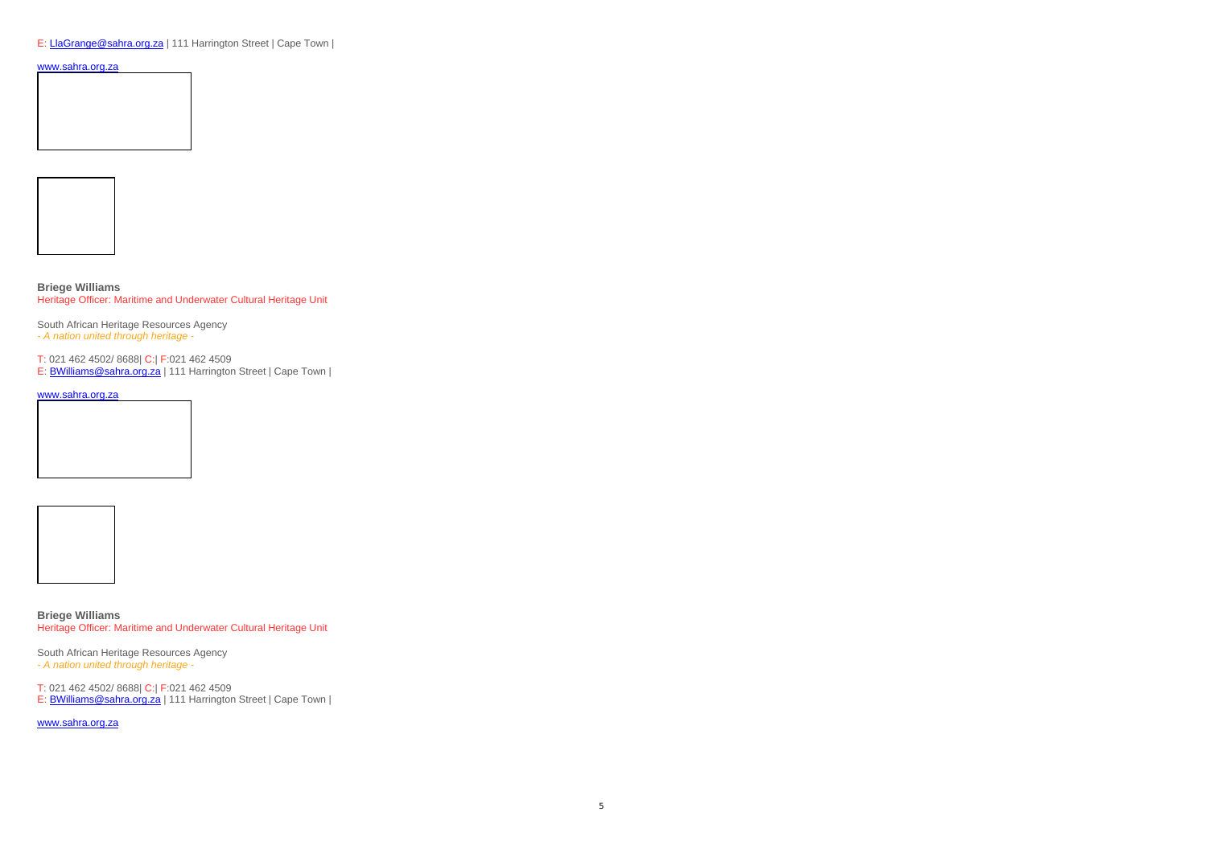E: LlaGrange@sahra.org.za | 111 Harrington Street | Cape Town |

www.sahra.org.za

**Briege Williams**
Heritage Officer: Maritime and Underwater Cultural Heritage Unit

South African Heritage Resources Agency
*- A nation united through heritage -*

T: 021 462 4502/ 8688| C:| F:021 462 4509
E: BWilliams@sahra.org.za | 111 Harrington Street | Cape Town |

www.sahra.org.za

**Briege Williams**
Heritage Officer: Maritime and Underwater Cultural Heritage Unit

South African Heritage Resources Agency
*- A nation united through heritage -*

T: 021 462 4502/ 8688| C:| F:021 462 4509
E: BWilliams@sahra.org.za | 111 Harrington Street | Cape Town |

www.sahra.org.za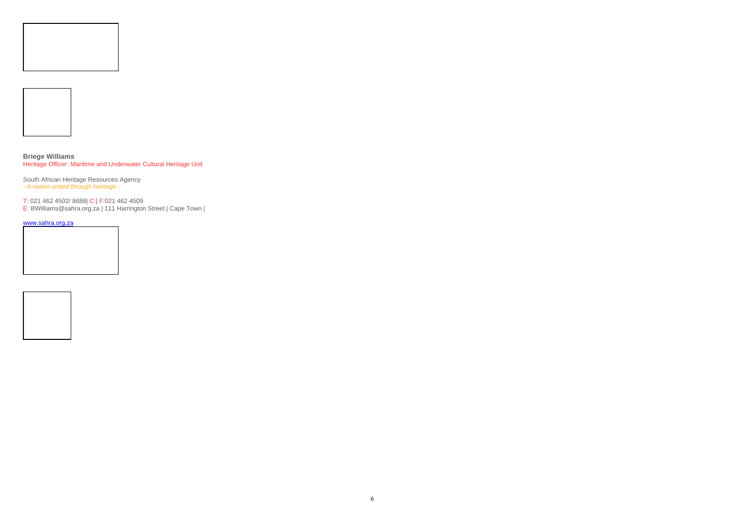**Briege Williams**
Heritage Officer: Maritime and Underwater Cultural Heritage Unit

South African Heritage Resources Agency
*- A nation united through heritage -*

T: 021 462 4502/ 8688| C:| F:021 462 4509
E: BWilliams@sahra.org.za | 111 Harrington Street | Cape Town |

www.sahra.org.za